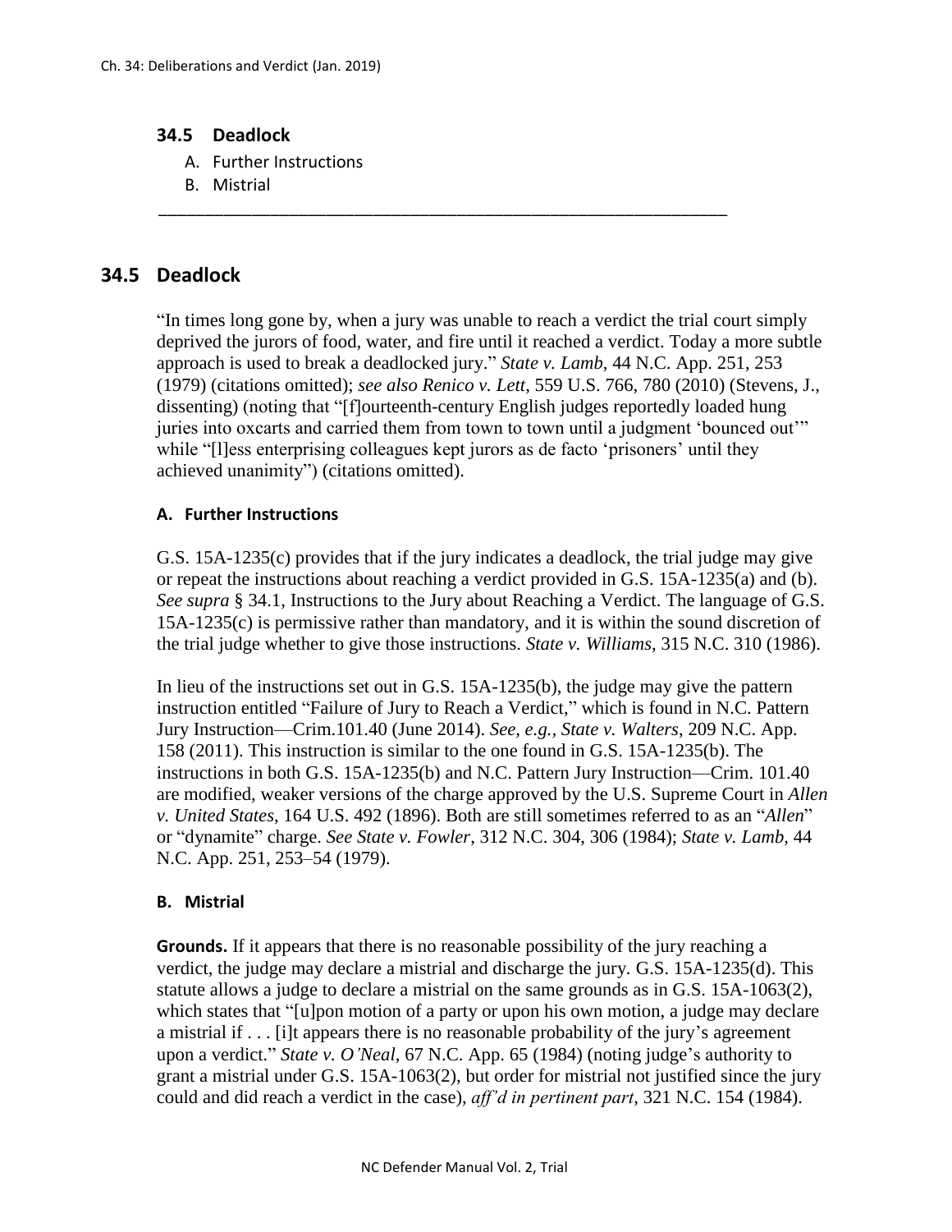## 34.5 Deadlock

A. Further Instructions
B. Mistrial

---

## 34.5 Deadlock

"In times long gone by, when a jury was unable to reach a verdict the trial court simply deprived the jurors of food, water, and fire until it reached a verdict. Today a more subtle approach is used to break a deadlocked jury." *State v. Lamb*, 44 N.C. App. 251, 253 (1979) (citations omitted); *see also Renico v. Lett*, 559 U.S. 766, 780 (2010) (Stevens, J., dissenting) (noting that "[f]ourteenth-century English judges reportedly loaded hung juries into oxcarts and carried them from town to town until a judgment 'bounced out'" while "[l]ess enterprising colleagues kept jurors as de facto 'prisoners' until they achieved unanimity") (citations omitted).

### A. Further Instructions

G.S. 15A-1235(c) provides that if the jury indicates a deadlock, the trial judge may give or repeat the instructions about reaching a verdict provided in G.S. 15A-1235(a) and (b). *See supra* § 34.1, Instructions to the Jury about Reaching a Verdict. The language of G.S. 15A-1235(c) is permissive rather than mandatory, and it is within the sound discretion of the trial judge whether to give those instructions. *State v. Williams*, 315 N.C. 310 (1986).

In lieu of the instructions set out in G.S. 15A-1235(b), the judge may give the pattern instruction entitled "Failure of Jury to Reach a Verdict," which is found in N.C. Pattern Jury Instruction—Crim.101.40 (June 2014). *See, e.g., State v. Walters*, 209 N.C. App. 158 (2011). This instruction is similar to the one found in G.S. 15A-1235(b). The instructions in both G.S. 15A-1235(b) and N.C. Pattern Jury Instruction—Crim. 101.40 are modified, weaker versions of the charge approved by the U.S. Supreme Court in *Allen v. United States*, 164 U.S. 492 (1896). Both are still sometimes referred to as an "*Allen*" or "dynamite" charge. *See State v. Fowler*, 312 N.C. 304, 306 (1984); *State v. Lamb*, 44 N.C. App. 251, 253–54 (1979).

### B. Mistrial

**Grounds.** If it appears that there is no reasonable possibility of the jury reaching a verdict, the judge may declare a mistrial and discharge the jury. G.S. 15A-1235(d). This statute allows a judge to declare a mistrial on the same grounds as in G.S. 15A-1063(2), which states that "[u]pon motion of a party or upon his own motion, a judge may declare a mistrial if . . . [i]t appears there is no reasonable probability of the jury's agreement upon a verdict." *State v. O'Neal*, 67 N.C. App. 65 (1984) (noting judge's authority to grant a mistrial under G.S. 15A-1063(2), but order for mistrial not justified since the jury could and did reach a verdict in the case), *aff'd in pertinent part*, 321 N.C. 154 (1984).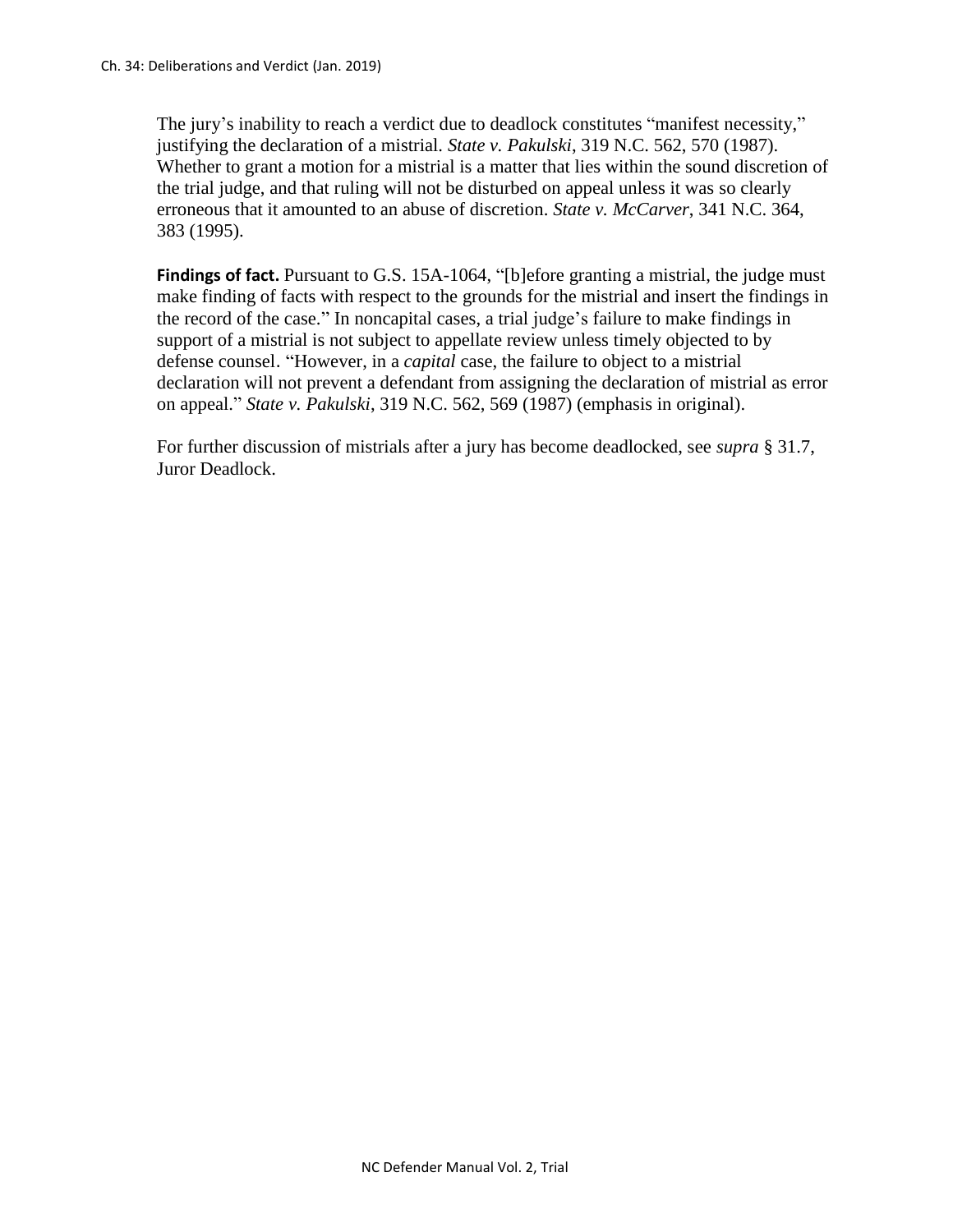The jury's inability to reach a verdict due to deadlock constitutes "manifest necessity," justifying the declaration of a mistrial. *State v. Pakulski*, 319 N.C. 562, 570 (1987). Whether to grant a motion for a mistrial is a matter that lies within the sound discretion of the trial judge, and that ruling will not be disturbed on appeal unless it was so clearly erroneous that it amounted to an abuse of discretion. *State v. McCarver*, 341 N.C. 364, 383 (1995).

**Findings of fact.** Pursuant to G.S. 15A-1064, "[b]efore granting a mistrial, the judge must make finding of facts with respect to the grounds for the mistrial and insert the findings in the record of the case." In noncapital cases, a trial judge's failure to make findings in support of a mistrial is not subject to appellate review unless timely objected to by defense counsel. "However, in a *capital* case, the failure to object to a mistrial declaration will not prevent a defendant from assigning the declaration of mistrial as error on appeal." *State v. Pakulski*, 319 N.C. 562, 569 (1987) (emphasis in original).

For further discussion of mistrials after a jury has become deadlocked, see *supra* § 31.7, Juror Deadlock.